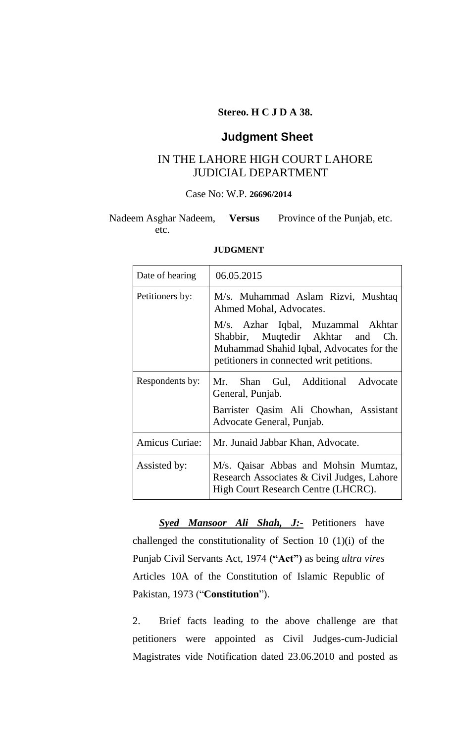**Stereo. H C J D A 38.**

## Judgment Sheet

IN THE LAHORE HIGH COURT LAHORE
JUDICIAL DEPARTMENT

Case No: W.P. **26696/2014**

Nadeem Asghar Nadeem, etc. **Versus** Province of the Punjab, etc.

**JUDGMENT**

| Date of hearing | 06.05.2015 |
|---|---|
| Petitioners by: | M/s. Muhammad Aslam Rizvi, Mushtaq Ahmed Mohal, Advocates.<br>M/s. Azhar Iqbal, Muzammal Akhtar Shabbir, Muqtedir Akhtar and Ch. Muhammad Shahid Iqbal, Advocates for the petitioners in connected writ petitions. |
| Respondents by: | Mr. Shan Gul, Additional Advocate General, Punjab.<br>Barrister Qasim Ali Chowhan, Assistant Advocate General, Punjab. |
| Amicus Curiae: | Mr. Junaid Jabbar Khan, Advocate. |
| Assisted by: | M/s. Qaisar Abbas and Mohsin Mumtaz, Research Associates & Civil Judges, Lahore High Court Research Centre (LHCRC). |

***Syed Mansoor Ali Shah, J:-*** Petitioners have challenged the constitutionality of Section 10 (1)(i) of the Punjab Civil Servants Act, 1974 **("Act")** as being *ultra vires* Articles 10A of the Constitution of Islamic Republic of Pakistan, 1973 ("**Constitution**").

2. Brief facts leading to the above challenge are that petitioners were appointed as Civil Judges-cum-Judicial Magistrates vide Notification dated 23.06.2010 and posted as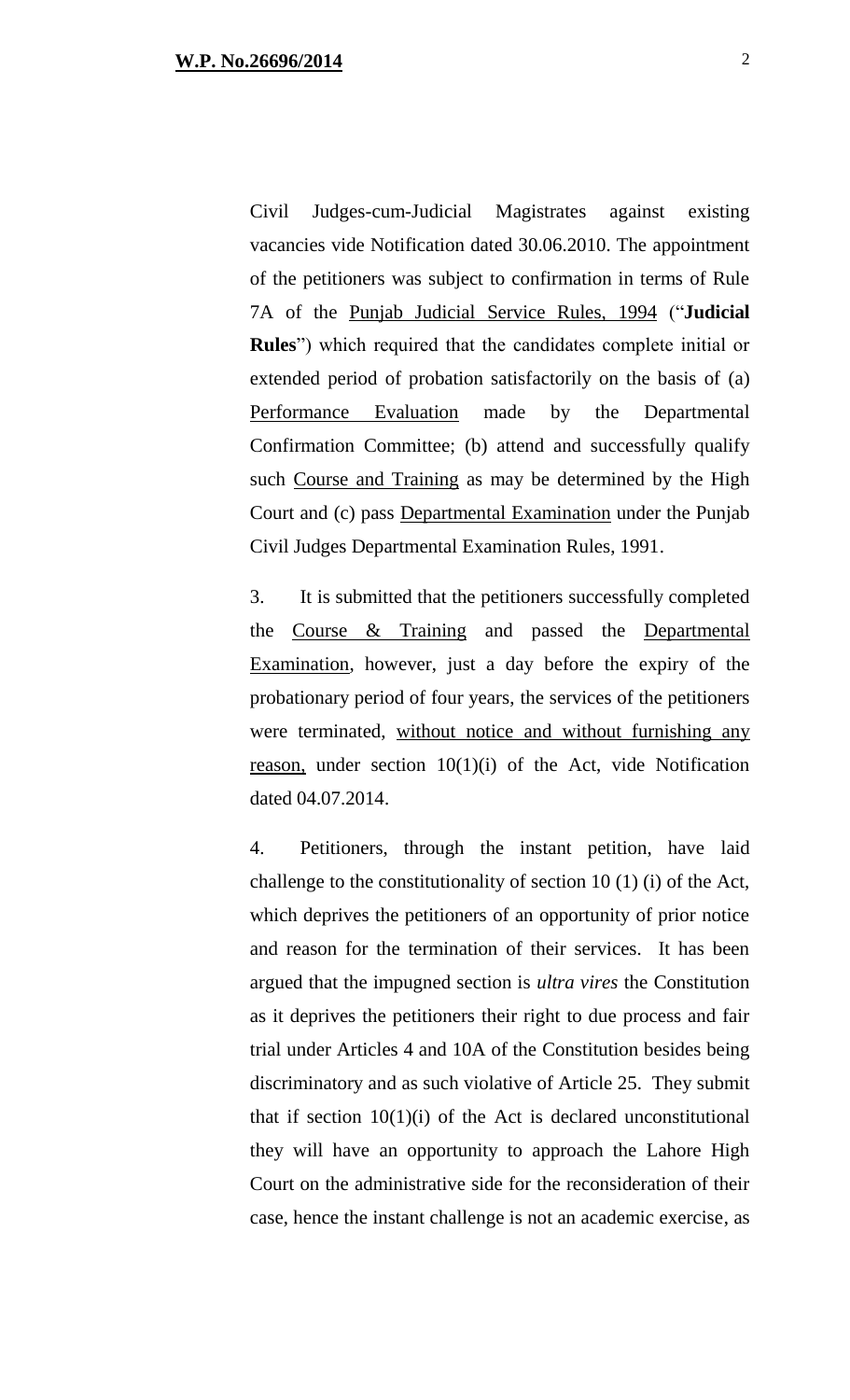Civil Judges-cum-Judicial Magistrates against existing vacancies vide Notification dated 30.06.2010. The appointment of the petitioners was subject to confirmation in terms of Rule 7A of the Punjab Judicial Service Rules, 1994 ("**Judicial Rules**") which required that the candidates complete initial or extended period of probation satisfactorily on the basis of (a) Performance Evaluation made by the Departmental Confirmation Committee; (b) attend and successfully qualify such Course and Training as may be determined by the High Court and (c) pass Departmental Examination under the Punjab Civil Judges Departmental Examination Rules, 1991.

3. It is submitted that the petitioners successfully completed the Course & Training and passed the Departmental Examination, however, just a day before the expiry of the probationary period of four years, the services of the petitioners were terminated, without notice and without furnishing any reason, under section 10(1)(i) of the Act, vide Notification dated 04.07.2014.

4. Petitioners, through the instant petition, have laid challenge to the constitutionality of section 10 (1) (i) of the Act, which deprives the petitioners of an opportunity of prior notice and reason for the termination of their services. It has been argued that the impugned section is *ultra vires* the Constitution as it deprives the petitioners their right to due process and fair trial under Articles 4 and 10A of the Constitution besides being discriminatory and as such violative of Article 25. They submit that if section 10(1)(i) of the Act is declared unconstitutional they will have an opportunity to approach the Lahore High Court on the administrative side for the reconsideration of their case, hence the instant challenge is not an academic exercise, as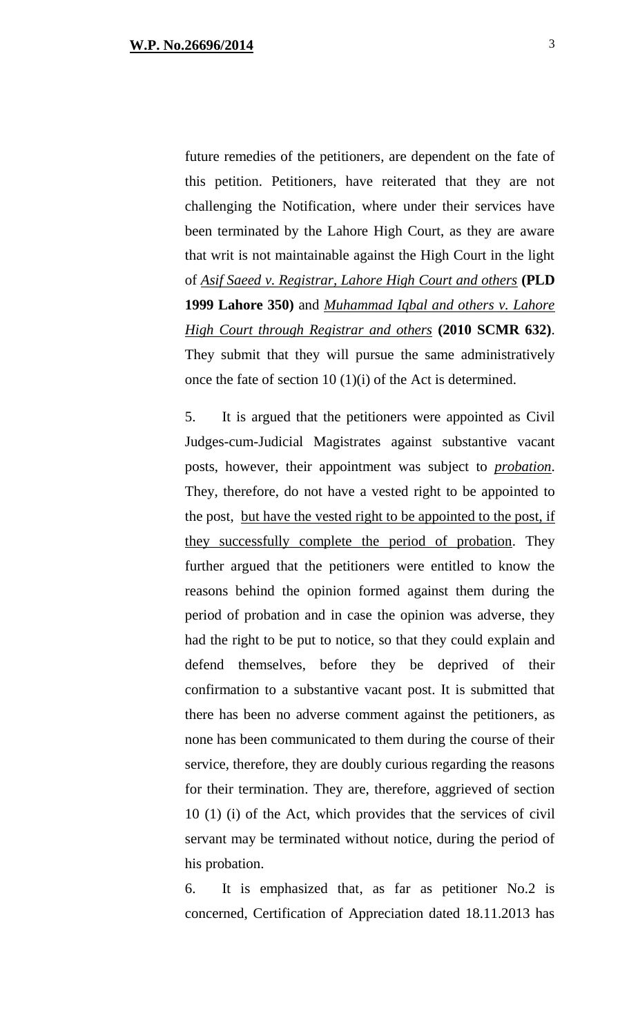future remedies of the petitioners, are dependent on the fate of this petition. Petitioners, have reiterated that they are not challenging the Notification, where under their services have been terminated by the Lahore High Court, as they are aware that writ is not maintainable against the High Court in the light of *Asif Saeed v. Registrar, Lahore High Court and others* **(PLD 1999 Lahore 350)** and *Muhammad Iqbal and others v. Lahore High Court through Registrar and others* **(2010 SCMR 632)**. They submit that they will pursue the same administratively once the fate of section 10 (1)(i) of the Act is determined.

5. It is argued that the petitioners were appointed as Civil Judges-cum-Judicial Magistrates against substantive vacant posts, however, their appointment was subject to *probation*. They, therefore, do not have a vested right to be appointed to the post, <u>but have the vested right to be appointed to the post, if they successfully complete the period of probation</u>. They further argued that the petitioners were entitled to know the reasons behind the opinion formed against them during the period of probation and in case the opinion was adverse, they had the right to be put to notice, so that they could explain and defend themselves, before they be deprived of their confirmation to a substantive vacant post. It is submitted that there has been no adverse comment against the petitioners, as none has been communicated to them during the course of their service, therefore, they are doubly curious regarding the reasons for their termination. They are, therefore, aggrieved of section 10 (1) (i) of the Act, which provides that the services of civil servant may be terminated without notice, during the period of his probation.

6. It is emphasized that, as far as petitioner No.2 is concerned, Certification of Appreciation dated 18.11.2013 has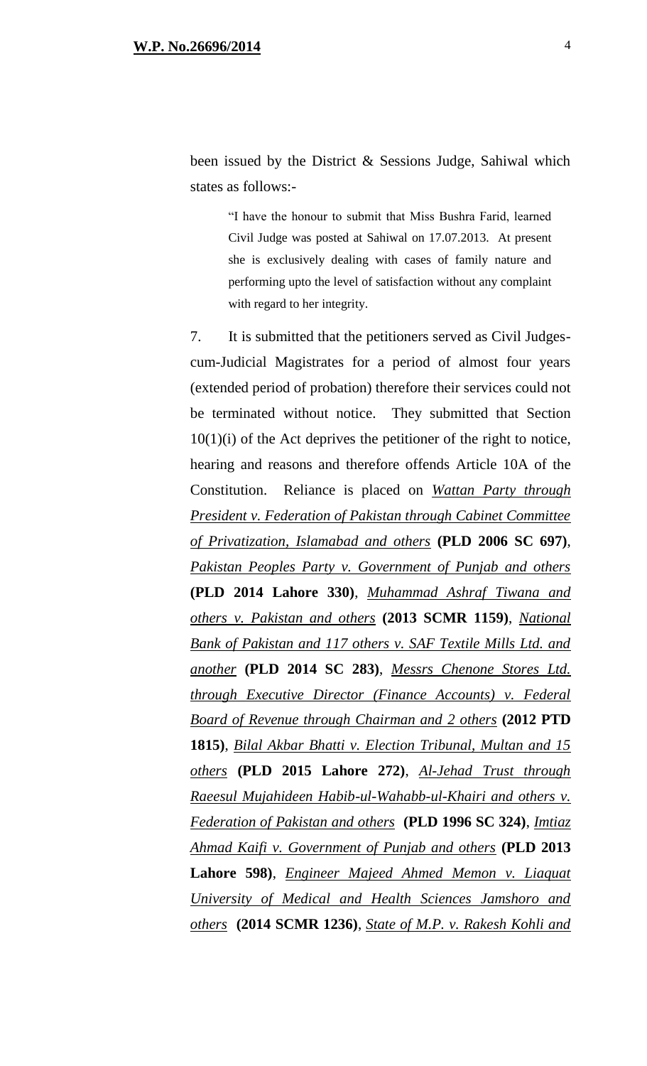been issued by the District & Sessions Judge, Sahiwal which states as follows:-

> "I have the honour to submit that Miss Bushra Farid, learned Civil Judge was posted at Sahiwal on 17.07.2013. At present she is exclusively dealing with cases of family nature and performing upto the level of satisfaction without any complaint with regard to her integrity.

7. It is submitted that the petitioners served as Civil Judges-cum-Judicial Magistrates for a period of almost four years (extended period of probation) therefore their services could not be terminated without notice. They submitted that Section 10(1)(i) of the Act deprives the petitioner of the right to notice, hearing and reasons and therefore offends Article 10A of the Constitution. Reliance is placed on *Wattan Party through President v. Federation of Pakistan through Cabinet Committee of Privatization, Islamabad and others* **(PLD 2006 SC 697)**, *Pakistan Peoples Party v. Government of Punjab and others* **(PLD 2014 Lahore 330)**, *Muhammad Ashraf Tiwana and others v. Pakistan and others* **(2013 SCMR 1159)**, *National Bank of Pakistan and 117 others v. SAF Textile Mills Ltd. and another* **(PLD 2014 SC 283)**, *Messrs Chenone Stores Ltd. through Executive Director (Finance Accounts) v. Federal Board of Revenue through Chairman and 2 others* **(2012 PTD 1815)**, *Bilal Akbar Bhatti v. Election Tribunal, Multan and 15 others* **(PLD 2015 Lahore 272)**, *Al-Jehad Trust through Raeesul Mujahideen Habib-ul-Wahabb-ul-Khairi and others v. Federation of Pakistan and others* **(PLD 1996 SC 324)**, *Imtiaz Ahmad Kaifi v. Government of Punjab and others* **(PLD 2013 Lahore 598)**, *Engineer Majeed Ahmed Memon v. Liaquat University of Medical and Health Sciences Jamshoro and others* **(2014 SCMR 1236)**, *State of M.P. v. Rakesh Kohli and*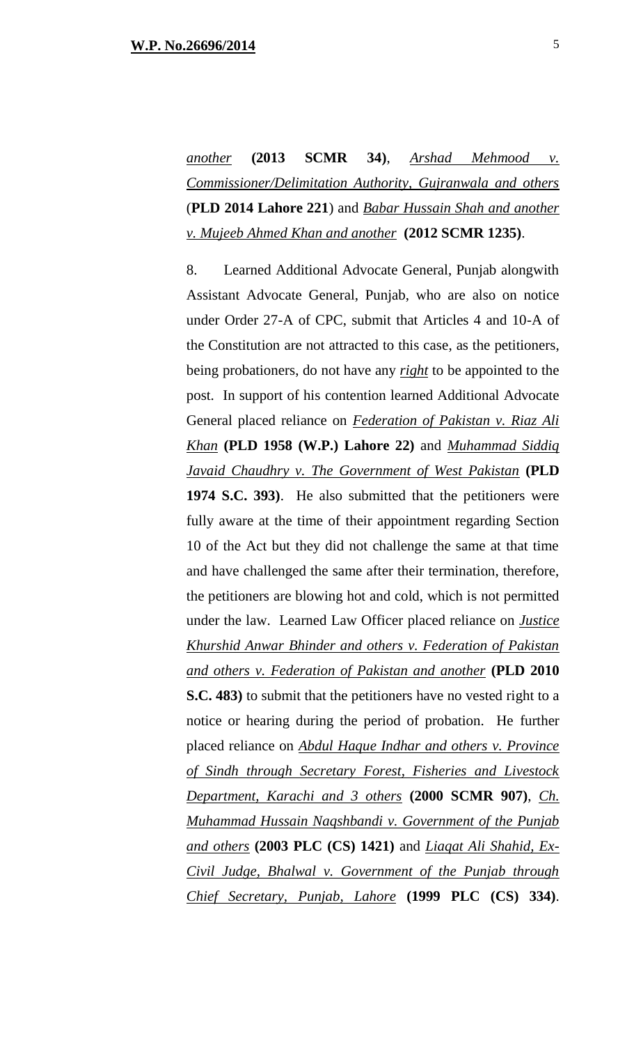*another* **(2013 SCMR 34)**, *Arshad Mehmood v. Commissioner/Delimitation Authority, Gujranwala and others* (**PLD 2014 Lahore 221**) and *Babar Hussain Shah and another v. Mujeeb Ahmed Khan and another* **(2012 SCMR 1235)**.

8. Learned Additional Advocate General, Punjab alongwith Assistant Advocate General, Punjab, who are also on notice under Order 27-A of CPC, submit that Articles 4 and 10-A of the Constitution are not attracted to this case, as the petitioners, being probationers, do not have any *right* to be appointed to the post. In support of his contention learned Additional Advocate General placed reliance on *Federation of Pakistan v. Riaz Ali Khan* **(PLD 1958 (W.P.) Lahore 22)** and *Muhammad Siddiq Javaid Chaudhry v. The Government of West Pakistan* **(PLD 1974 S.C. 393)**. He also submitted that the petitioners were fully aware at the time of their appointment regarding Section 10 of the Act but they did not challenge the same at that time and have challenged the same after their termination, therefore, the petitioners are blowing hot and cold, which is not permitted under the law. Learned Law Officer placed reliance on *Justice Khurshid Anwar Bhinder and others v. Federation of Pakistan and others v. Federation of Pakistan and another* **(PLD 2010 S.C. 483)** to submit that the petitioners have no vested right to a notice or hearing during the period of probation. He further placed reliance on *Abdul Haque Indhar and others v. Province of Sindh through Secretary Forest, Fisheries and Livestock Department, Karachi and 3 others* **(2000 SCMR 907)**, *Ch. Muhammad Hussain Naqshbandi v. Government of the Punjab and others* **(2003 PLC (CS) 1421)** and *Liaqat Ali Shahid, Ex-Civil Judge, Bhalwal v. Government of the Punjab through Chief Secretary, Punjab, Lahore* **(1999 PLC (CS) 334)**.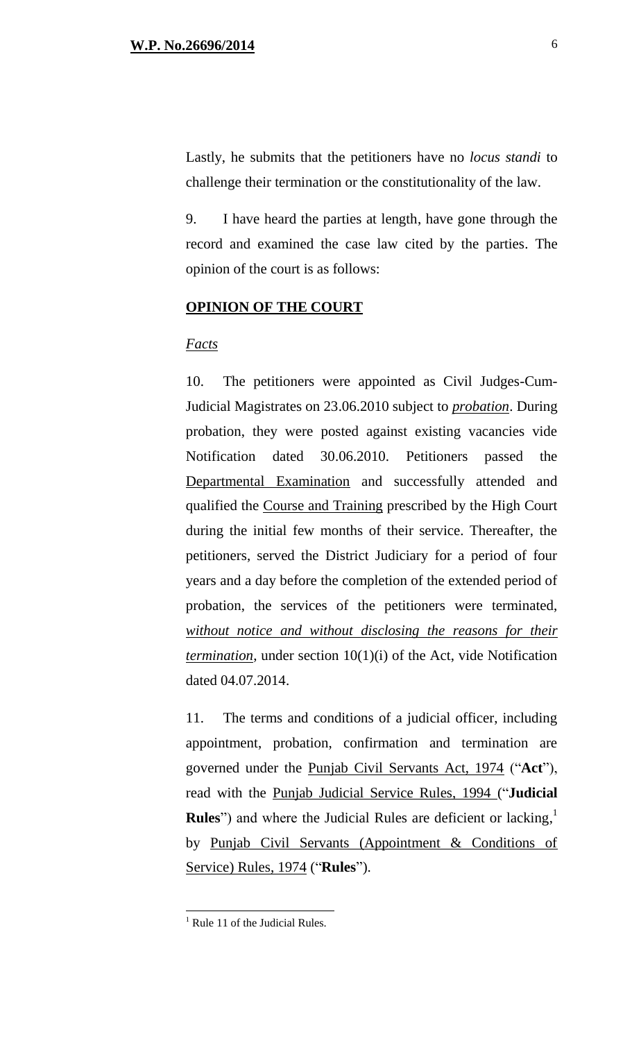Lastly, he submits that the petitioners have no *locus standi* to challenge their termination or the constitutionality of the law.

9. I have heard the parties at length, have gone through the record and examined the case law cited by the parties. The opinion of the court is as follows:

## **OPINION OF THE COURT**

### *Facts*

10. The petitioners were appointed as Civil Judges-Cum-Judicial Magistrates on 23.06.2010 subject to ***probation***. During probation, they were posted against existing vacancies vide Notification dated 30.06.2010. Petitioners passed the Departmental Examination and successfully attended and qualified the Course and Training prescribed by the High Court during the initial few months of their service. Thereafter, the petitioners, served the District Judiciary for a period of four years and a day before the completion of the extended period of probation, the services of the petitioners were terminated, ***without notice and without disclosing the reasons for their termination***, under section 10(1)(i) of the Act, vide Notification dated 04.07.2014.

11. The terms and conditions of a judicial officer, including appointment, probation, confirmation and termination are governed under the Punjab Civil Servants Act, 1974 ("**Act**"), read with the Punjab Judicial Service Rules, 1994 ("**Judicial Rules**") and where the Judicial Rules are deficient or lacking,[1] by Punjab Civil Servants (Appointment & Conditions of Service) Rules, 1974 ("**Rules**").

---

[1] Rule 11 of the Judicial Rules.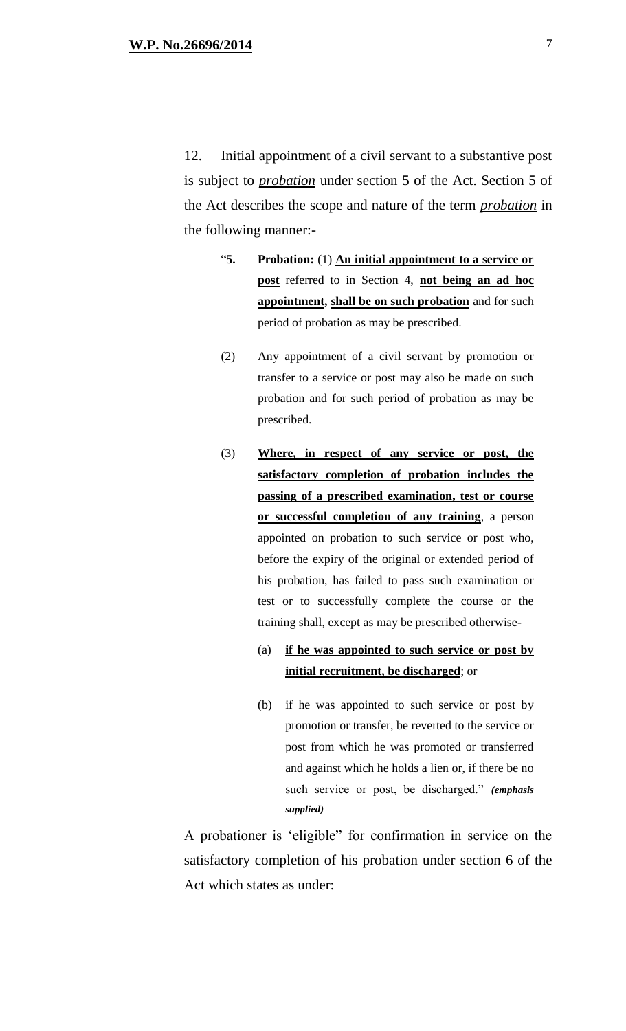12. Initial appointment of a civil servant to a substantive post is subject to ***probation*** under section 5 of the Act. Section 5 of the Act describes the scope and nature of the term ***probation*** in the following manner:-

> "**5. Probation:** (1) **An initial appointment to a service or post** referred to in Section 4, **not being an ad hoc appointment, shall be on such probation** and for such period of probation as may be prescribed.
>
> (2) Any appointment of a civil servant by promotion or transfer to a service or post may also be made on such probation and for such period of probation as may be prescribed.
>
> (3) **Where, in respect of any service or post, the satisfactory completion of probation includes the passing of a prescribed examination, test or course or successful completion of any training**, a person appointed on probation to such service or post who, before the expiry of the original or extended period of his probation, has failed to pass such examination or test or to successfully complete the course or the training shall, except as may be prescribed otherwise-
>
> (a) **if he was appointed to such service or post by initial recruitment, be discharged**; or
>
> (b) if he was appointed to such service or post by promotion or transfer, be reverted to the service or post from which he was promoted or transferred and against which he holds a lien or, if there be no such service or post, be discharged." ***(emphasis supplied)***

A probationer is 'eligible" for confirmation in service on the satisfactory completion of his probation under section 6 of the Act which states as under: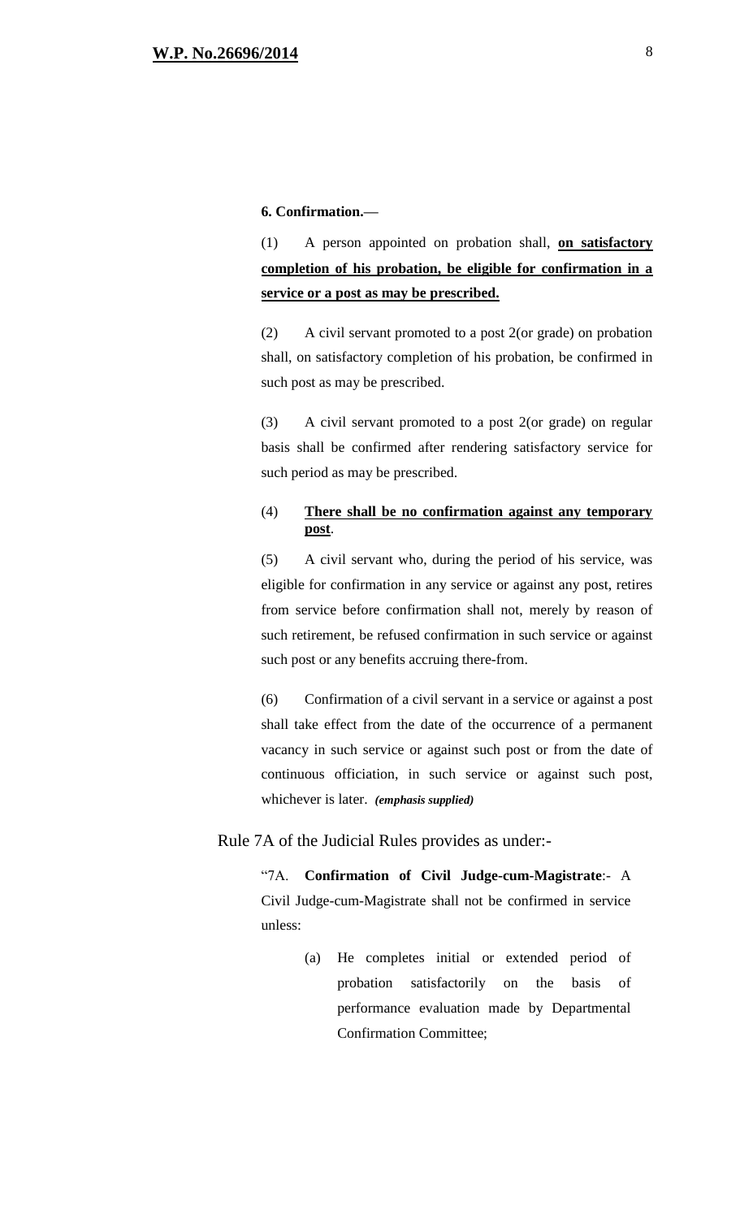**6. Confirmation.—**

(1) A person appointed on probation shall, **<u>on satisfactory completion of his probation, be eligible for confirmation in a service or a post as may be prescribed.</u>**

(2) A civil servant promoted to a post 2(or grade) on probation shall, on satisfactory completion of his probation, be confirmed in such post as may be prescribed.

(3) A civil servant promoted to a post 2(or grade) on regular basis shall be confirmed after rendering satisfactory service for such period as may be prescribed.

(4) **<u>There shall be no confirmation against any temporary post</u>**.

(5) A civil servant who, during the period of his service, was eligible for confirmation in any service or against any post, retires from service before confirmation shall not, merely by reason of such retirement, be refused confirmation in such service or against such post or any benefits accruing there-from.

(6) Confirmation of a civil servant in a service or against a post shall take effect from the date of the occurrence of a permanent vacancy in such service or against such post or from the date of continuous officiation, in such service or against such post, whichever is later. ***(emphasis supplied)***

Rule 7A of the Judicial Rules provides as under:-

"7A. **Confirmation of Civil Judge-cum-Magistrate**:- A Civil Judge-cum-Magistrate shall not be confirmed in service unless:

(a) He completes initial or extended period of probation satisfactorily on the basis of performance evaluation made by Departmental Confirmation Committee;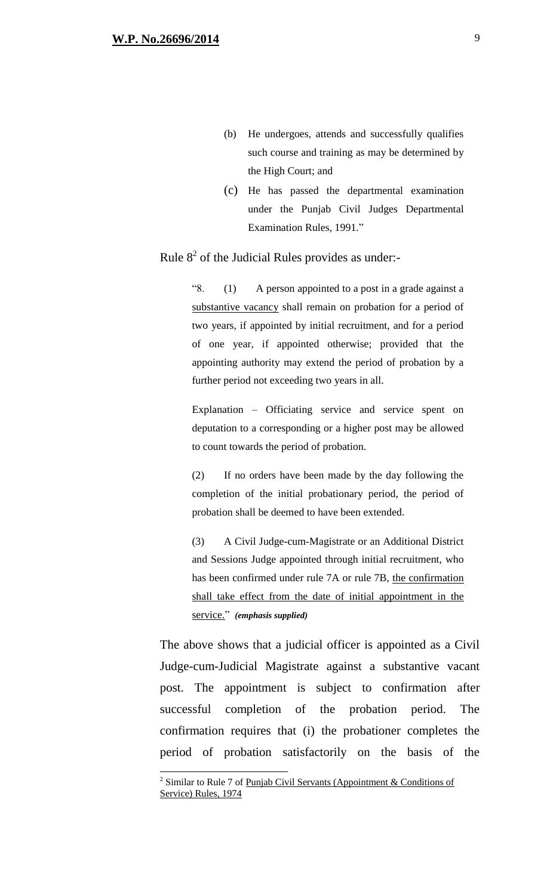> (b) He undergoes, attends and successfully qualifies such course and training as may be determined by the High Court; and
>
> (c) He has passed the departmental examination under the Punjab Civil Judges Departmental Examination Rules, 1991."

Rule 8[2] of the Judicial Rules provides as under:-

> "8. (1) A person appointed to a post in a grade against a substantive vacancy shall remain on probation for a period of two years, if appointed by initial recruitment, and for a period of one year, if appointed otherwise; provided that the appointing authority may extend the period of probation by a further period not exceeding two years in all.
>
> Explanation – Officiating service and service spent on deputation to a corresponding or a higher post may be allowed to count towards the period of probation.
>
> (2) If no orders have been made by the day following the completion of the initial probationary period, the period of probation shall be deemed to have been extended.
>
> (3) A Civil Judge-cum-Magistrate or an Additional District and Sessions Judge appointed through initial recruitment, who has been confirmed under rule 7A or rule 7B, the confirmation shall take effect from the date of initial appointment in the service." ***(emphasis supplied)***

The above shows that a judicial officer is appointed as a Civil Judge-cum-Judicial Magistrate against a substantive vacant post. The appointment is subject to confirmation after successful completion of the probation period. The confirmation requires that (i) the probationer completes the period of probation satisfactorily on the basis of the

---

[2] Similar to Rule 7 of Punjab Civil Servants (Appointment & Conditions of Service) Rules, 1974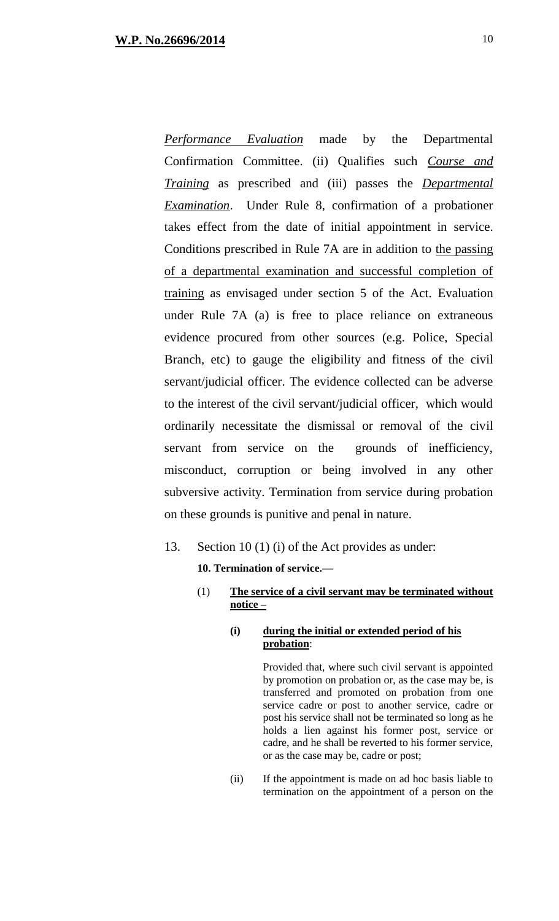*Performance Evaluation* made by the Departmental Confirmation Committee. (ii) Qualifies such *Course and Training* as prescribed and (iii) passes the *Departmental Examination*. Under Rule 8, confirmation of a probationer takes effect from the date of initial appointment in service. Conditions prescribed in Rule 7A are in addition to the passing of a departmental examination and successful completion of training as envisaged under section 5 of the Act. Evaluation under Rule 7A (a) is free to place reliance on extraneous evidence procured from other sources (e.g. Police, Special Branch, etc) to gauge the eligibility and fitness of the civil servant/judicial officer. The evidence collected can be adverse to the interest of the civil servant/judicial officer, which would ordinarily necessitate the dismissal or removal of the civil servant from service on the grounds of inefficiency, misconduct, corruption or being involved in any other subversive activity. Termination from service during probation on these grounds is punitive and penal in nature.

13. Section 10 (1) (i) of the Act provides as under:

> **10. Termination of service.**—
>
> (1) **The service of a civil servant may be terminated without notice –**
>
> **(i) during the initial or extended period of his probation**:
>
> Provided that, where such civil servant is appointed by promotion on probation or, as the case may be, is transferred and promoted on probation from one service cadre or post to another service, cadre or post his service shall not be terminated so long as he holds a lien against his former post, service or cadre, and he shall be reverted to his former service, or as the case may be, cadre or post;
>
> (ii) If the appointment is made on ad hoc basis liable to termination on the appointment of a person on the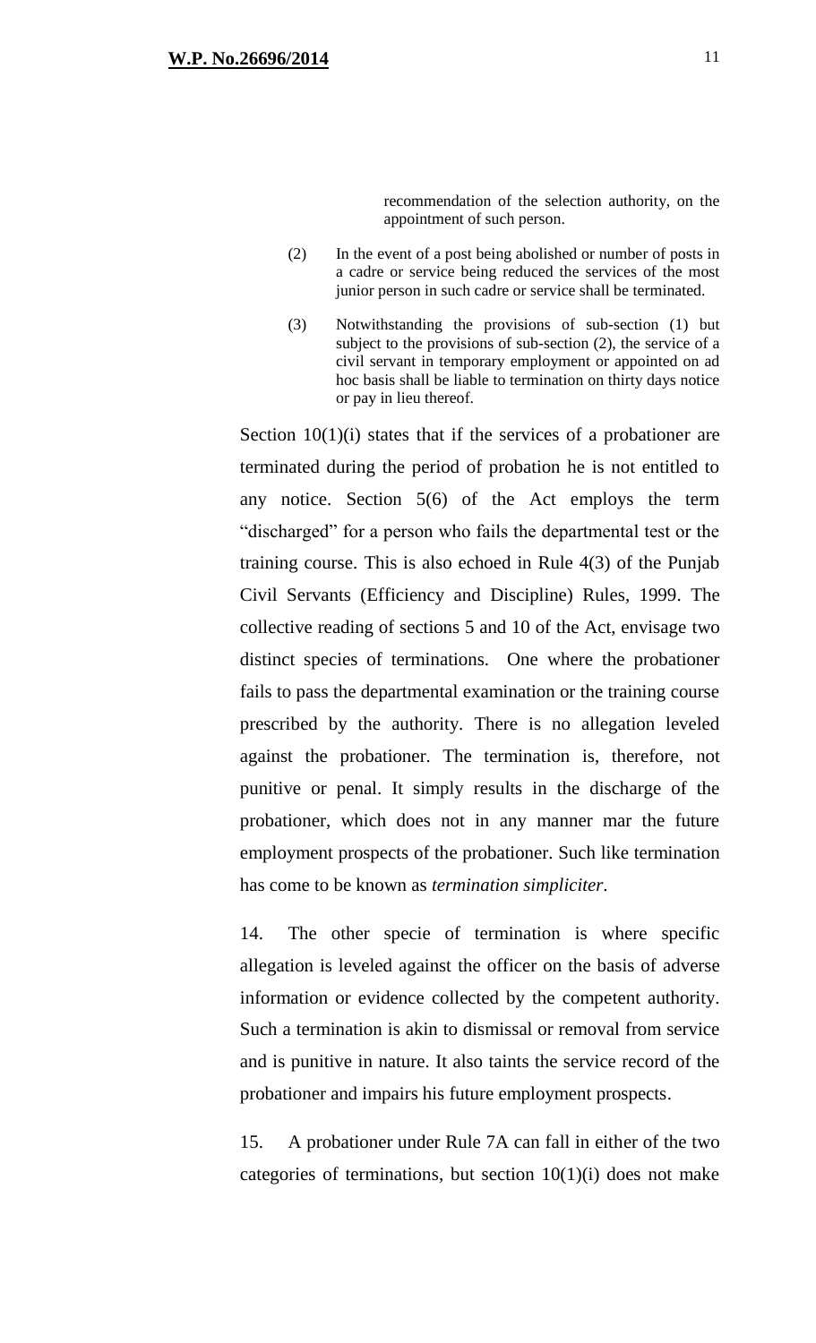> recommendation of the selection authority, on the appointment of such person.
>
> (2) In the event of a post being abolished or number of posts in a cadre or service being reduced the services of the most junior person in such cadre or service shall be terminated.
>
> (3) Notwithstanding the provisions of sub-section (1) but subject to the provisions of sub-section (2), the service of a civil servant in temporary employment or appointed on ad hoc basis shall be liable to termination on thirty days notice or pay in lieu thereof.

Section 10(1)(i) states that if the services of a probationer are terminated during the period of probation he is not entitled to any notice. Section 5(6) of the Act employs the term "discharged" for a person who fails the departmental test or the training course. This is also echoed in Rule 4(3) of the Punjab Civil Servants (Efficiency and Discipline) Rules, 1999. The collective reading of sections 5 and 10 of the Act, envisage two distinct species of terminations. One where the probationer fails to pass the departmental examination or the training course prescribed by the authority. There is no allegation leveled against the probationer. The termination is, therefore, not punitive or penal. It simply results in the discharge of the probationer, which does not in any manner mar the future employment prospects of the probationer. Such like termination has come to be known as *termination simpliciter*.

14. The other specie of termination is where specific allegation is leveled against the officer on the basis of adverse information or evidence collected by the competent authority. Such a termination is akin to dismissal or removal from service and is punitive in nature. It also taints the service record of the probationer and impairs his future employment prospects.

15. A probationer under Rule 7A can fall in either of the two categories of terminations, but section 10(1)(i) does not make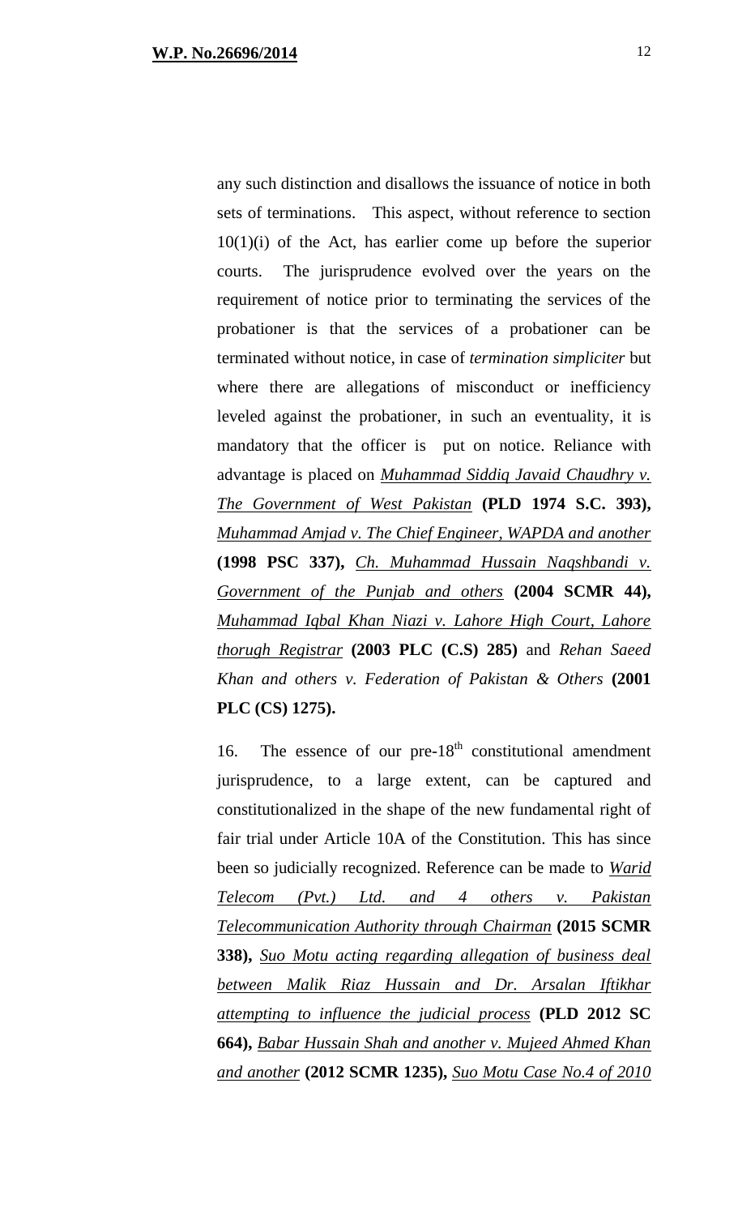any such distinction and disallows the issuance of notice in both sets of terminations. This aspect, without reference to section 10(1)(i) of the Act, has earlier come up before the superior courts. The jurisprudence evolved over the years on the requirement of notice prior to terminating the services of the probationer is that the services of a probationer can be terminated without notice, in case of *termination simpliciter* but where there are allegations of misconduct or inefficiency leveled against the probationer, in such an eventuality, it is mandatory that the officer is put on notice. Reliance with advantage is placed on *Muhammad Siddiq Javaid Chaudhry v. The Government of West Pakistan* **(PLD 1974 S.C. 393),** *Muhammad Amjad v. The Chief Engineer, WAPDA and another* **(1998 PSC 337),** *Ch. Muhammad Hussain Naqshbandi v. Government of the Punjab and others* **(2004 SCMR 44),** *Muhammad Iqbal Khan Niazi v. Lahore High Court, Lahore thorugh Registrar* **(2003 PLC (C.S) 285)** and *Rehan Saeed Khan and others v. Federation of Pakistan & Others* **(2001 PLC (CS) 1275).**

16. The essence of our pre-18th constitutional amendment jurisprudence, to a large extent, can be captured and constitutionalized in the shape of the new fundamental right of fair trial under Article 10A of the Constitution. This has since been so judicially recognized. Reference can be made to *Warid Telecom (Pvt.) Ltd. and 4 others v. Pakistan Telecommunication Authority through Chairman* **(2015 SCMR 338),** *Suo Motu acting regarding allegation of business deal between Malik Riaz Hussain and Dr. Arsalan Iftikhar attempting to influence the judicial process* **(PLD 2012 SC 664),** *Babar Hussain Shah and another v. Mujeed Ahmed Khan and another* **(2012 SCMR 1235),** *Suo Motu Case No.4 of 2010*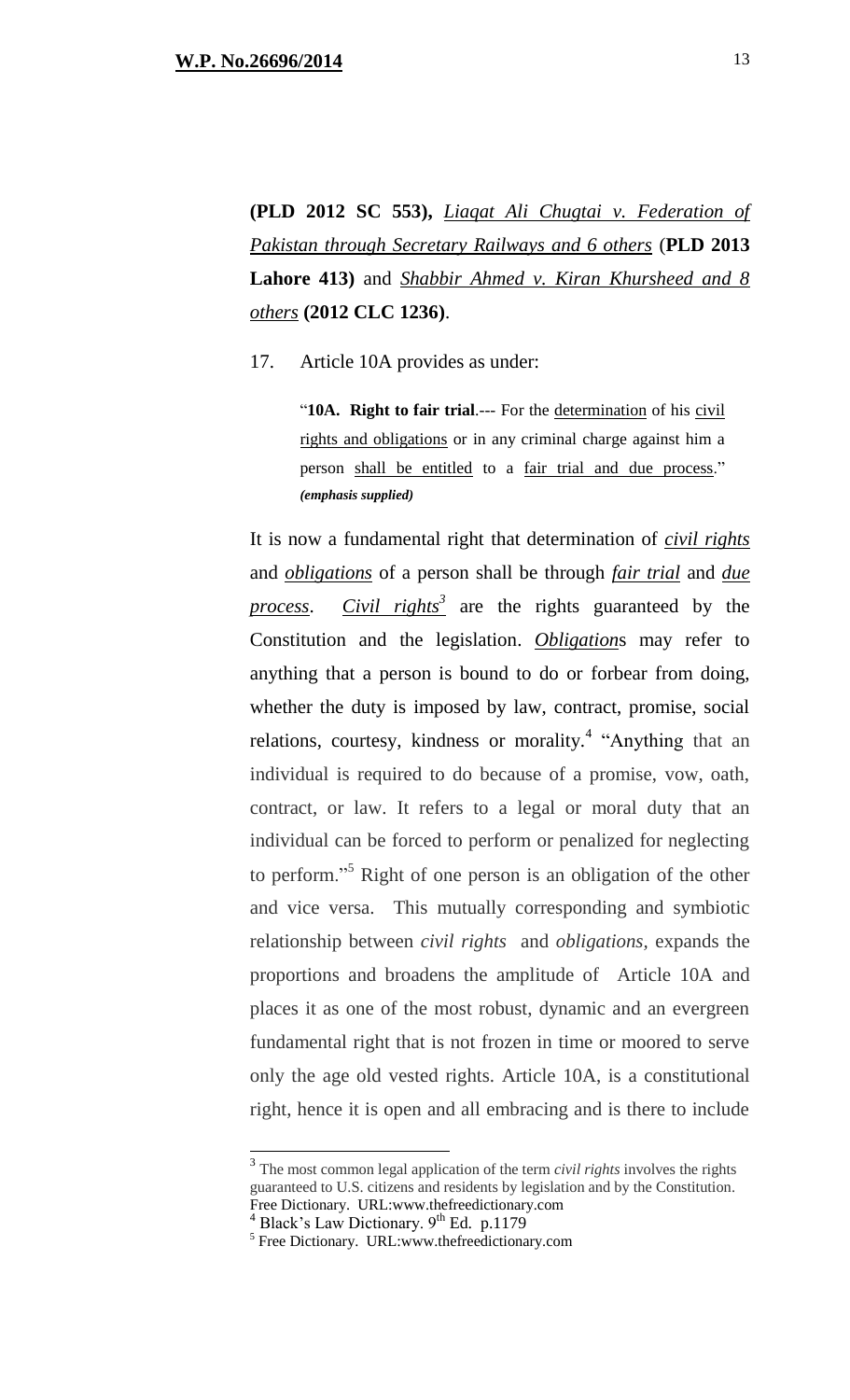**(PLD 2012 SC 553),** *Liaqat Ali Chugtai v. Federation of Pakistan through Secretary Railways and 6 others* (**PLD 2013 Lahore 413)** and *Shabbir Ahmed v. Kiran Khursheed and 8 others* **(2012 CLC 1236)**.

17. Article 10A provides as under:

> "**10A. Right to fair trial**.--- For the determination of his civil rights and obligations or in any criminal charge against him a person shall be entitled to a fair trial and due process." ***(emphasis supplied)***

It is now a fundamental right that determination of ***civil rights*** and ***obligations*** of a person shall be through ***fair trial*** and ***due process***. ***Civil rights***[3] are the rights guaranteed by the Constitution and the legislation. ***Obligation***s may refer to anything that a person is bound to do or forbear from doing, whether the duty is imposed by law, contract, promise, social relations, courtesy, kindness or morality.[4] "Anything that an individual is required to do because of a promise, vow, oath, contract, or law. It refers to a legal or moral duty that an individual can be forced to perform or penalized for neglecting to perform."[5] Right of one person is an obligation of the other and vice versa. This mutually corresponding and symbiotic relationship between *civil rights* and *obligations*, expands the proportions and broadens the amplitude of Article 10A and places it as one of the most robust, dynamic and an evergreen fundamental right that is not frozen in time or moored to serve only the age old vested rights. Article 10A, is a constitutional right, hence it is open and all embracing and is there to include

---

[3] The most common legal application of the term *civil rights* involves the rights guaranteed to U.S. citizens and residents by legislation and by the Constitution. Free Dictionary. URL:www.thefreedictionary.com

[4] Black's Law Dictionary. 9th Ed. p.1179

[5] Free Dictionary. URL:www.thefreedictionary.com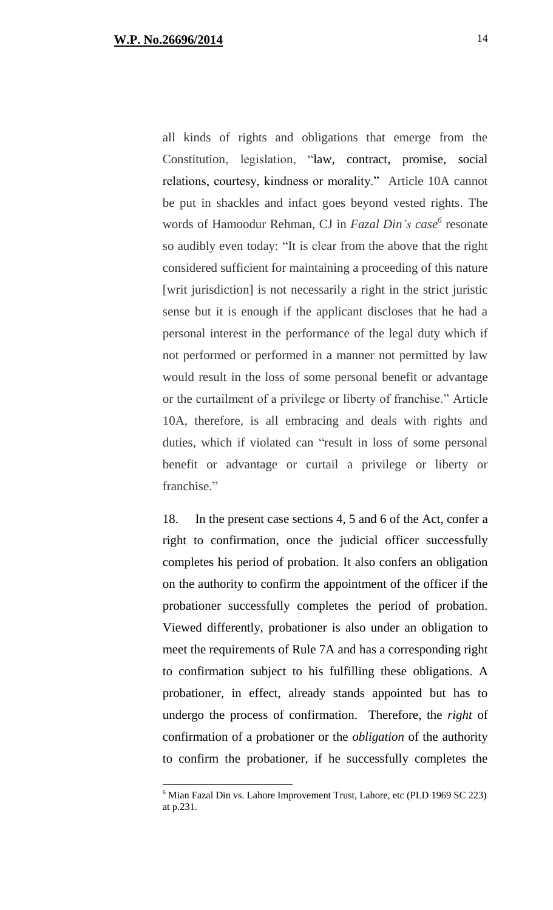all kinds of rights and obligations that emerge from the Constitution, legislation, "law, contract, promise, social relations, courtesy, kindness or morality." Article 10A cannot be put in shackles and infact goes beyond vested rights. The words of Hamoodur Rehman, CJ in *Fazal Din's case*[6] resonate so audibly even today: "It is clear from the above that the right considered sufficient for maintaining a proceeding of this nature [writ jurisdiction] is not necessarily a right in the strict juristic sense but it is enough if the applicant discloses that he had a personal interest in the performance of the legal duty which if not performed or performed in a manner not permitted by law would result in the loss of some personal benefit or advantage or the curtailment of a privilege or liberty of franchise." Article 10A, therefore, is all embracing and deals with rights and duties, which if violated can "result in loss of some personal benefit or advantage or curtail a privilege or liberty or franchise."

18. In the present case sections 4, 5 and 6 of the Act, confer a right to confirmation, once the judicial officer successfully completes his period of probation. It also confers an obligation on the authority to confirm the appointment of the officer if the probationer successfully completes the period of probation. Viewed differently, probationer is also under an obligation to meet the requirements of Rule 7A and has a corresponding right to confirmation subject to his fulfilling these obligations. A probationer, in effect, already stands appointed but has to undergo the process of confirmation. Therefore, the *right* of confirmation of a probationer or the *obligation* of the authority to confirm the probationer, if he successfully completes the

---

[6] Mian Fazal Din vs. Lahore Improvement Trust, Lahore, etc (PLD 1969 SC 223) at p.231.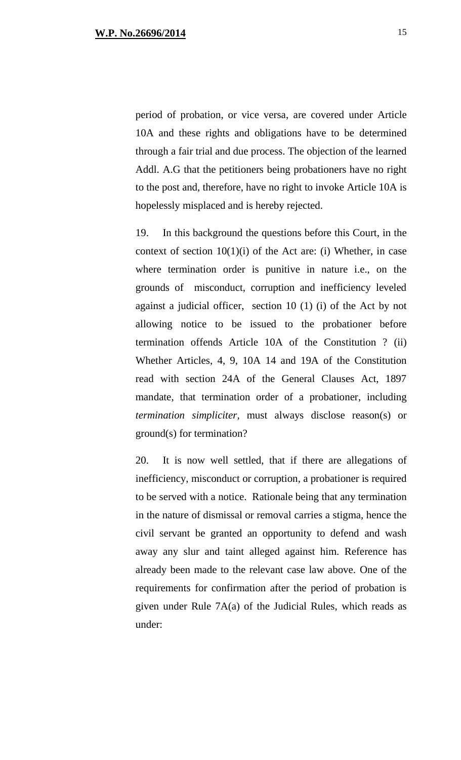period of probation, or vice versa, are covered under Article 10A and these rights and obligations have to be determined through a fair trial and due process. The objection of the learned Addl. A.G that the petitioners being probationers have no right to the post and, therefore, have no right to invoke Article 10A is hopelessly misplaced and is hereby rejected.

19. In this background the questions before this Court, in the context of section 10(1)(i) of the Act are: (i) Whether, in case where termination order is punitive in nature i.e., on the grounds of misconduct, corruption and inefficiency leveled against a judicial officer, section 10 (1) (i) of the Act by not allowing notice to be issued to the probationer before termination offends Article 10A of the Constitution ? (ii) Whether Articles, 4, 9, 10A 14 and 19A of the Constitution read with section 24A of the General Clauses Act, 1897 mandate, that termination order of a probationer, including *termination simpliciter,* must always disclose reason(s) or ground(s) for termination?

20. It is now well settled, that if there are allegations of inefficiency, misconduct or corruption, a probationer is required to be served with a notice. Rationale being that any termination in the nature of dismissal or removal carries a stigma, hence the civil servant be granted an opportunity to defend and wash away any slur and taint alleged against him. Reference has already been made to the relevant case law above. One of the requirements for confirmation after the period of probation is given under Rule 7A(a) of the Judicial Rules, which reads as under: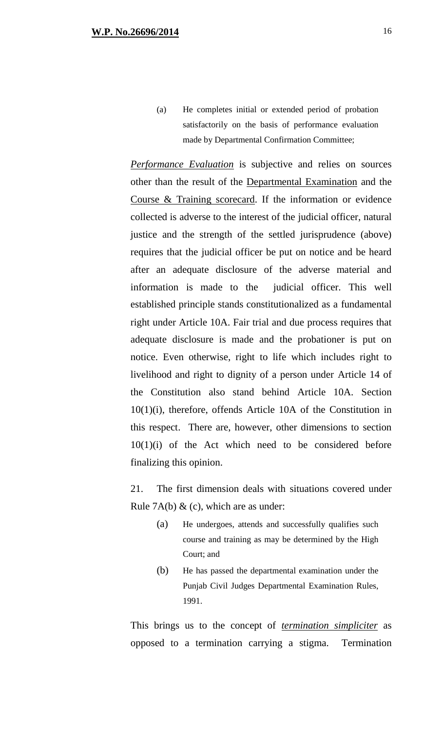> (a) He completes initial or extended period of probation satisfactorily on the basis of performance evaluation made by Departmental Confirmation Committee;

*Performance Evaluation* is subjective and relies on sources other than the result of the Departmental Examination and the Course & Training scorecard. If the information or evidence collected is adverse to the interest of the judicial officer, natural justice and the strength of the settled jurisprudence (above) requires that the judicial officer be put on notice and be heard after an adequate disclosure of the adverse material and information is made to the judicial officer. This well established principle stands constitutionalized as a fundamental right under Article 10A. Fair trial and due process requires that adequate disclosure is made and the probationer is put on notice. Even otherwise, right to life which includes right to livelihood and right to dignity of a person under Article 14 of the Constitution also stand behind Article 10A. Section 10(1)(i), therefore, offends Article 10A of the Constitution in this respect. There are, however, other dimensions to section 10(1)(i) of the Act which need to be considered before finalizing this opinion.

21. The first dimension deals with situations covered under Rule 7A(b) & (c), which are as under:

> (a) He undergoes, attends and successfully qualifies such course and training as may be determined by the High Court; and
>
> (b) He has passed the departmental examination under the Punjab Civil Judges Departmental Examination Rules, 1991.

This brings us to the concept of ***termination simpliciter*** as opposed to a termination carrying a stigma. Termination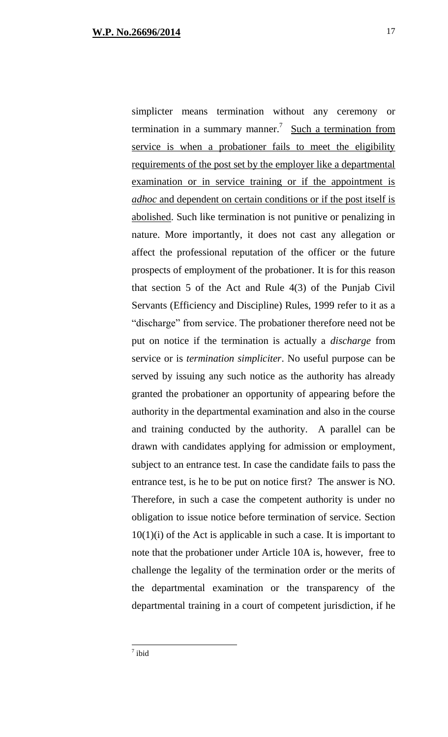simplicter means termination without any ceremony or termination in a summary manner.[7] <u>Such a termination from service is when a probationer fails to meet the eligibility requirements of the post set by the employer like a departmental examination or in service training or if the appointment is *adhoc* and dependent on certain conditions or if the post itself is abolished</u>. Such like termination is not punitive or penalizing in nature. More importantly, it does not cast any allegation or affect the professional reputation of the officer or the future prospects of employment of the probationer. It is for this reason that section 5 of the Act and Rule 4(3) of the Punjab Civil Servants (Efficiency and Discipline) Rules, 1999 refer to it as a "discharge" from service. The probationer therefore need not be put on notice if the termination is actually a *discharge* from service or is *termination simpliciter*. No useful purpose can be served by issuing any such notice as the authority has already granted the probationer an opportunity of appearing before the authority in the departmental examination and also in the course and training conducted by the authority. A parallel can be drawn with candidates applying for admission or employment, subject to an entrance test. In case the candidate fails to pass the entrance test, is he to be put on notice first? The answer is NO. Therefore, in such a case the competent authority is under no obligation to issue notice before termination of service. Section 10(1)(i) of the Act is applicable in such a case. It is important to note that the probationer under Article 10A is, however, free to challenge the legality of the termination order or the merits of the departmental examination or the transparency of the departmental training in a court of competent jurisdiction, if he

---

[7] ibid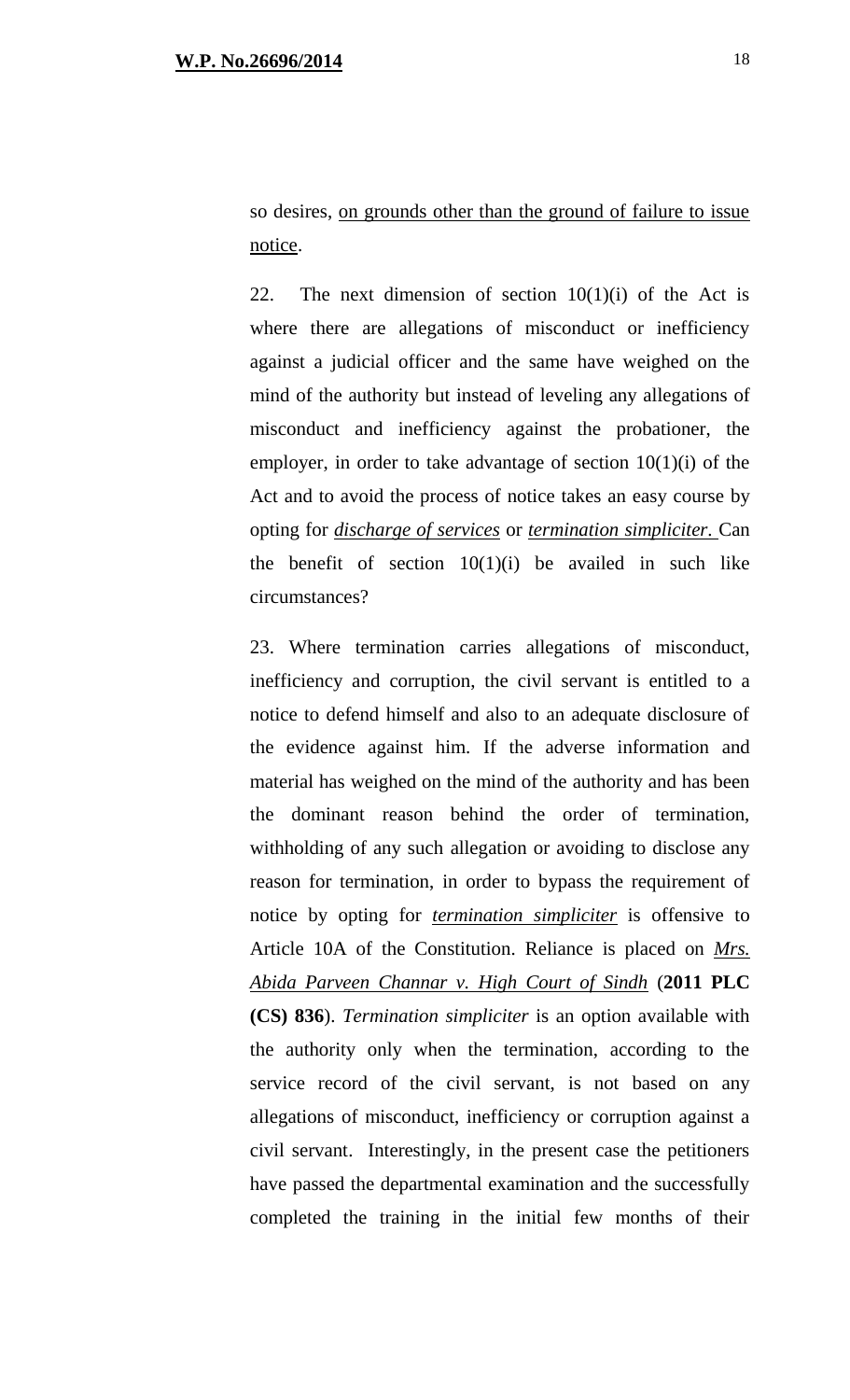so desires, <u>on grounds other than the ground of failure to issue notice</u>.

22. The next dimension of section 10(1)(i) of the Act is where there are allegations of misconduct or inefficiency against a judicial officer and the same have weighed on the mind of the authority but instead of leveling any allegations of misconduct and inefficiency against the probationer, the employer, in order to take advantage of section 10(1)(i) of the Act and to avoid the process of notice takes an easy course by opting for ***<u>discharge of services</u>*** or ***<u>termination simpliciter</u>***. Can the benefit of section 10(1)(i) be availed in such like circumstances?

23. Where termination carries allegations of misconduct, inefficiency and corruption, the civil servant is entitled to a notice to defend himself and also to an adequate disclosure of the evidence against him. If the adverse information and material has weighed on the mind of the authority and has been the dominant reason behind the order of termination, withholding of any such allegation or avoiding to disclose any reason for termination, in order to bypass the requirement of notice by opting for ***<u>termination simpliciter</u>*** is offensive to Article 10A of the Constitution. Reliance is placed on *<u>Mrs. Abida Parveen Channar v. High Court of Sindh</u>* (**2011 PLC (CS) 836**). *Termination simpliciter* is an option available with the authority only when the termination, according to the service record of the civil servant, is not based on any allegations of misconduct, inefficiency or corruption against a civil servant. Interestingly, in the present case the petitioners have passed the departmental examination and the successfully completed the training in the initial few months of their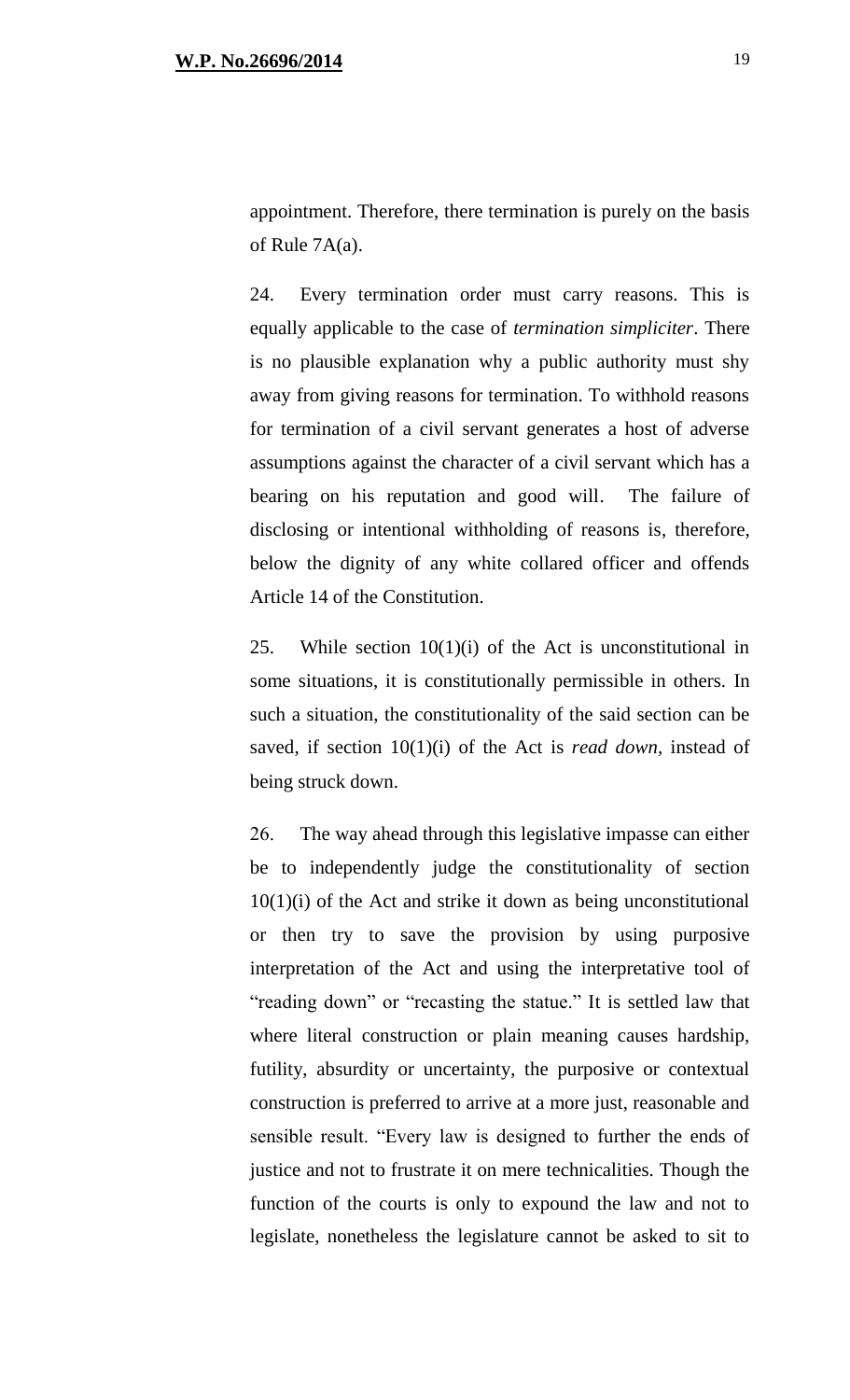appointment. Therefore, there termination is purely on the basis of Rule 7A(a).

24. Every termination order must carry reasons. This is equally applicable to the case of *termination simpliciter*. There is no plausible explanation why a public authority must shy away from giving reasons for termination. To withhold reasons for termination of a civil servant generates a host of adverse assumptions against the character of a civil servant which has a bearing on his reputation and good will. The failure of disclosing or intentional withholding of reasons is, therefore, below the dignity of any white collared officer and offends Article 14 of the Constitution.

25. While section 10(1)(i) of the Act is unconstitutional in some situations, it is constitutionally permissible in others. In such a situation, the constitutionality of the said section can be saved, if section 10(1)(i) of the Act is *read down,* instead of being struck down.

26. The way ahead through this legislative impasse can either be to independently judge the constitutionality of section 10(1)(i) of the Act and strike it down as being unconstitutional or then try to save the provision by using purposive interpretation of the Act and using the interpretative tool of "reading down" or "recasting the statue." It is settled law that where literal construction or plain meaning causes hardship, futility, absurdity or uncertainty, the purposive or contextual construction is preferred to arrive at a more just, reasonable and sensible result. "Every law is designed to further the ends of justice and not to frustrate it on mere technicalities. Though the function of the courts is only to expound the law and not to legislate, nonetheless the legislature cannot be asked to sit to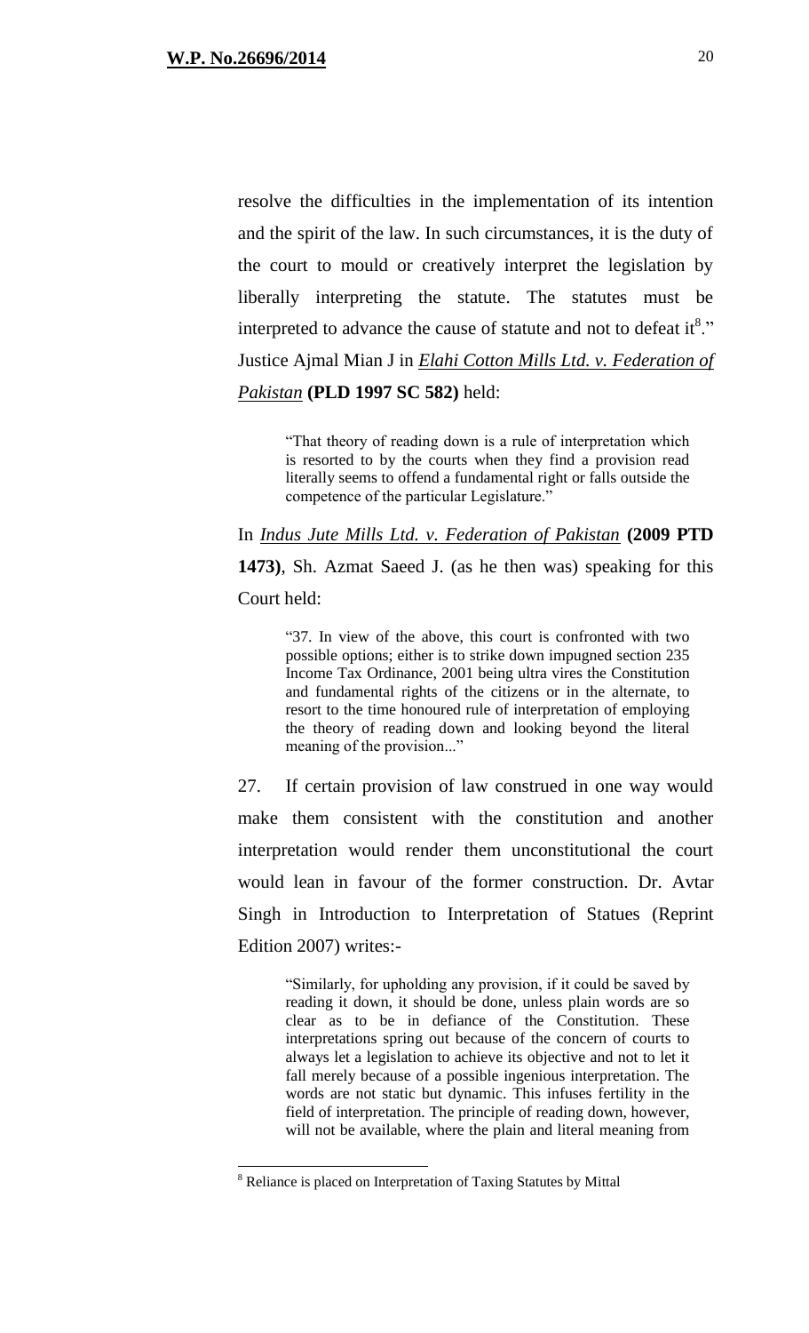resolve the difficulties in the implementation of its intention and the spirit of the law. In such circumstances, it is the duty of the court to mould or creatively interpret the legislation by liberally interpreting the statute. The statutes must be interpreted to advance the cause of statute and not to defeat it[8]." Justice Ajmal Mian J in ***Elahi Cotton Mills Ltd. v. Federation of Pakistan*** **(PLD 1997 SC 582)** held:

> "That theory of reading down is a rule of interpretation which is resorted to by the courts when they find a provision read literally seems to offend a fundamental right or falls outside the competence of the particular Legislature."

In *Indus Jute Mills Ltd. v. Federation of Pakistan* **(2009 PTD 1473)**, Sh. Azmat Saeed J. (as he then was) speaking for this Court held:

> "37. In view of the above, this court is confronted with two possible options; either is to strike down impugned section 235 Income Tax Ordinance, 2001 being ultra vires the Constitution and fundamental rights of the citizens or in the alternate, to resort to the time honoured rule of interpretation of employing the theory of reading down and looking beyond the literal meaning of the provision..."

27. If certain provision of law construed in one way would make them consistent with the constitution and another interpretation would render them unconstitutional the court would lean in favour of the former construction. Dr. Avtar Singh in Introduction to Interpretation of Statues (Reprint Edition 2007) writes:-

> "Similarly, for upholding any provision, if it could be saved by reading it down, it should be done, unless plain words are so clear as to be in defiance of the Constitution. These interpretations spring out because of the concern of courts to always let a legislation to achieve its objective and not to let it fall merely because of a possible ingenious interpretation. The words are not static but dynamic. This infuses fertility in the field of interpretation. The principle of reading down, however, will not be available, where the plain and literal meaning from

---

[8] Reliance is placed on Interpretation of Taxing Statutes by Mittal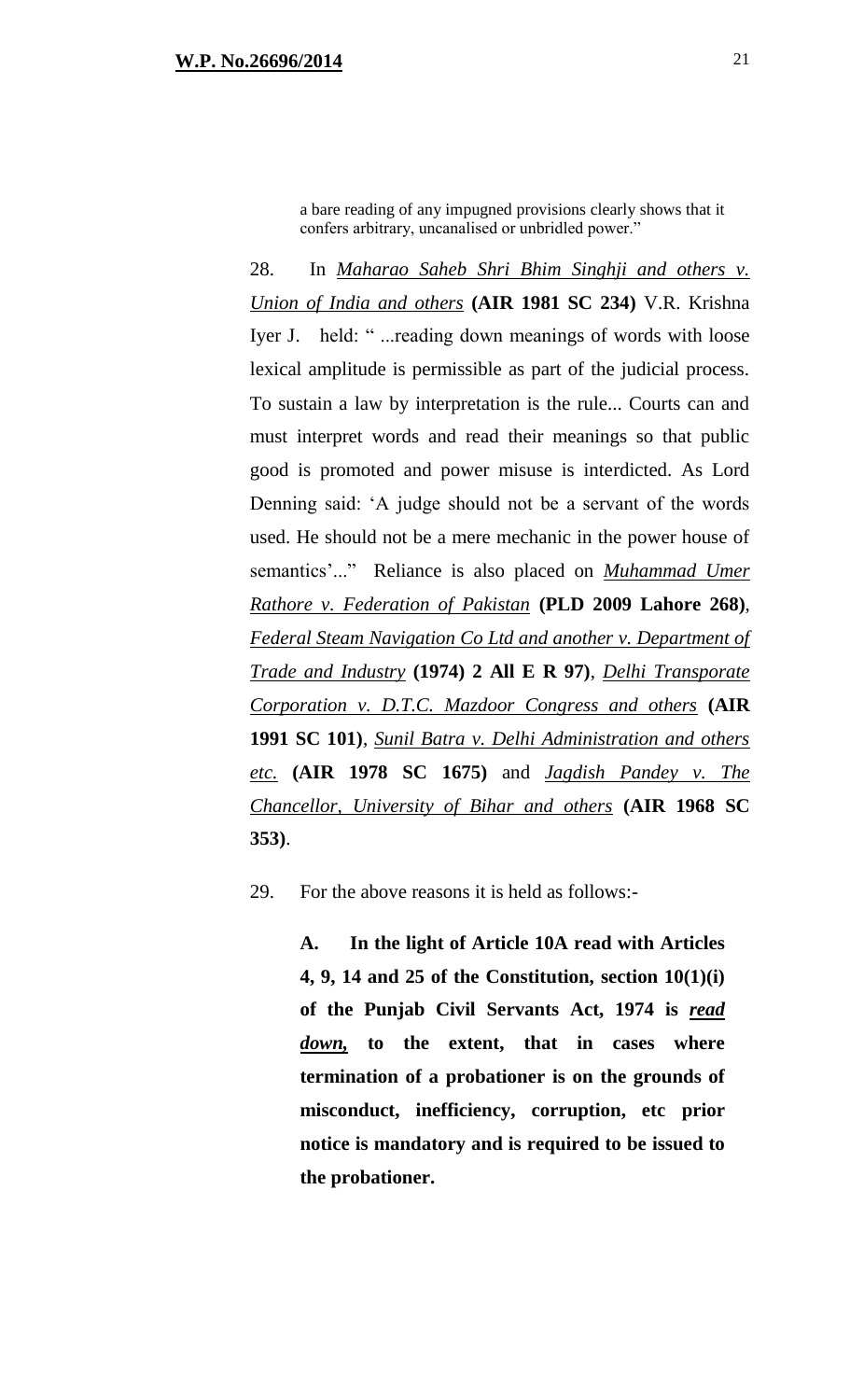> a bare reading of any impugned provisions clearly shows that it confers arbitrary, uncanalised or unbridled power."

28. In *Maharao Saheb Shri Bhim Singhji and others v. Union of India and others* **(AIR 1981 SC 234)** V.R. Krishna Iyer J. held: " ...reading down meanings of words with loose lexical amplitude is permissible as part of the judicial process. To sustain a law by interpretation is the rule... Courts can and must interpret words and read their meanings so that public good is promoted and power misuse is interdicted. As Lord Denning said: 'A judge should not be a servant of the words used. He should not be a mere mechanic in the power house of semantics'..." Reliance is also placed on *Muhammad Umer Rathore v. Federation of Pakistan* **(PLD 2009 Lahore 268)**, *Federal Steam Navigation Co Ltd and another v. Department of Trade and Industry* **(1974) 2 All E R 97)**, *Delhi Transporate Corporation v. D.T.C. Mazdoor Congress and others* **(AIR 1991 SC 101)**, *Sunil Batra v. Delhi Administration and others etc.* **(AIR 1978 SC 1675)** and *Jagdish Pandey v. The Chancellor, University of Bihar and others* **(AIR 1968 SC 353)**.

29. For the above reasons it is held as follows:-

**A. In the light of Article 10A read with Articles 4, 9, 14 and 25 of the Constitution, section 10(1)(i) of the Punjab Civil Servants Act, 1974 is *read down,* to the extent, that in cases where termination of a probationer is on the grounds of misconduct, inefficiency, corruption, etc prior notice is mandatory and is required to be issued to the probationer.**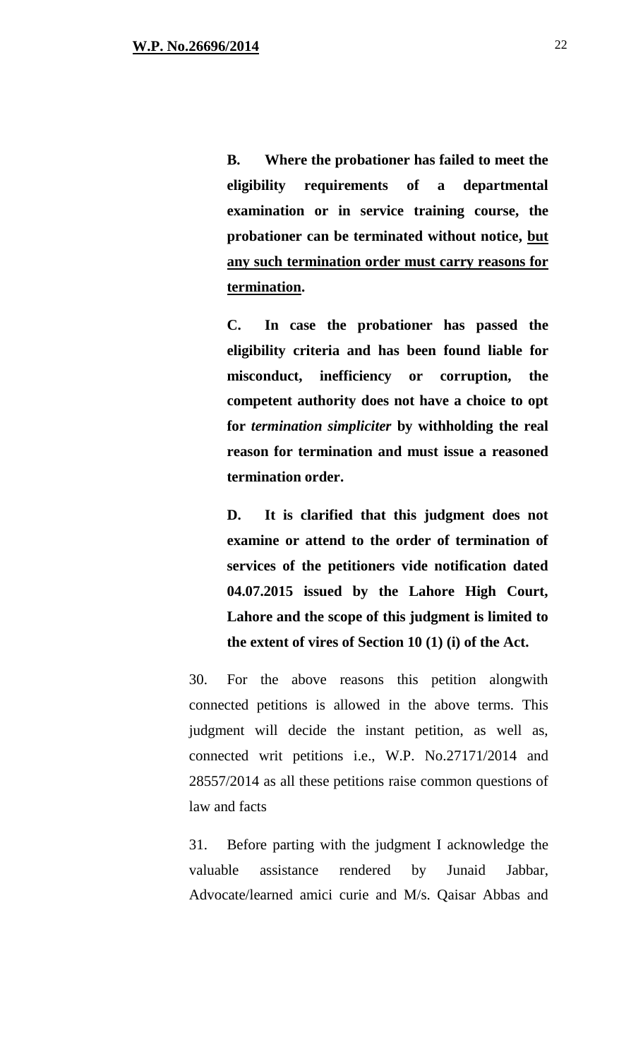**B. Where the probationer has failed to meet the eligibility requirements of a departmental examination or in service training course, the probationer can be terminated without notice, <u>but any such termination order must carry reasons for termination</u>.**

**C. In case the probationer has passed the eligibility criteria and has been found liable for misconduct, inefficiency or corruption, the competent authority does not have a choice to opt for *termination simpliciter* by withholding the real reason for termination and must issue a reasoned termination order.**

**D. It is clarified that this judgment does not examine or attend to the order of termination of services of the petitioners vide notification dated 04.07.2015 issued by the Lahore High Court, Lahore and the scope of this judgment is limited to the extent of vires of Section 10 (1) (i) of the Act.**

30. For the above reasons this petition alongwith connected petitions is allowed in the above terms. This judgment will decide the instant petition, as well as, connected writ petitions i.e., W.P. No.27171/2014 and 28557/2014 as all these petitions raise common questions of law and facts

31. Before parting with the judgment I acknowledge the valuable assistance rendered by Junaid Jabbar, Advocate/learned amici curie and M/s. Qaisar Abbas and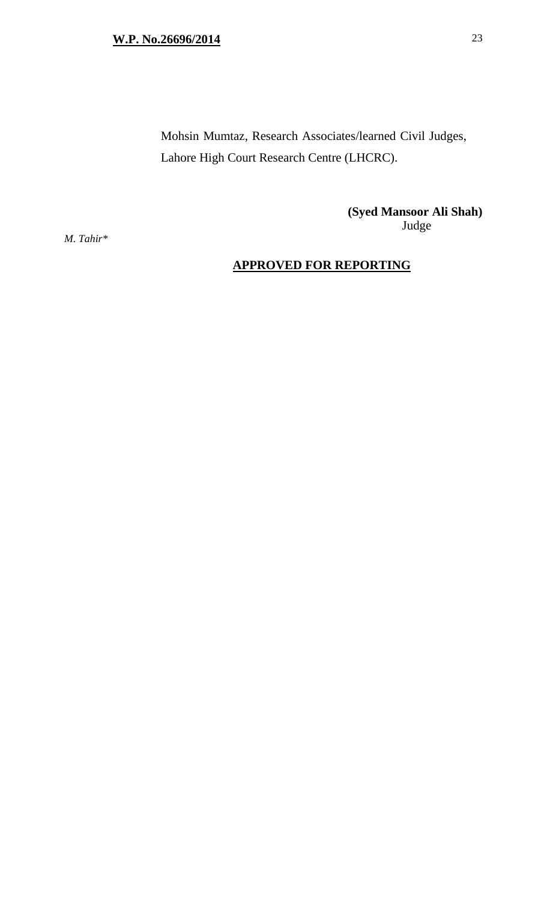Mohsin Mumtaz, Research Associates/learned Civil Judges, Lahore High Court Research Centre (LHCRC).

**(Syed Mansoor Ali Shah)**
Judge

*M. Tahir**

**APPROVED FOR REPORTING**